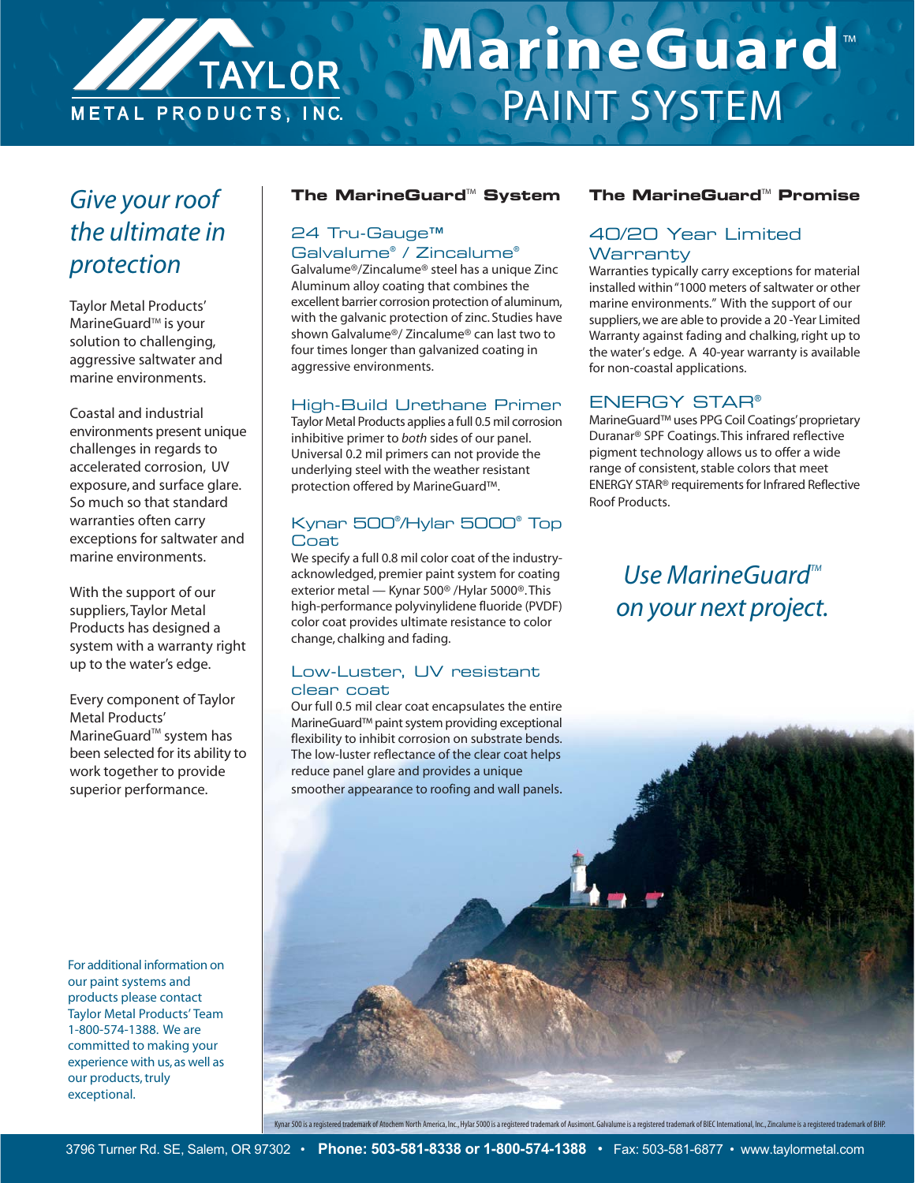# MarineGuard™ PAINT SYSTEM

TAYLOR METAL PRODUCTS, INC.

*Give your roof the ultimate in protection*

Taylor Metal Products' MarineGuard™ is your solution to challenging, aggressive saltwater and marine environments.

Coastal and industrial environments present unique challenges in regards to accelerated corrosion, UV exposure, and surface glare. So much so that standard warranties often carry exceptions for saltwater and marine environments.

With the support of our suppliers, Taylor Metal Products has designed a system with a warranty right up to the water's edge.

Every component of Taylor Metal Products' MarineGuard™ system has been selected for its ability to work together to provide superior performance.

For additional information on our paint systems and products please contact Taylor Metal Products' Team 1-800-574-1388. We are committed to making your experience with us, as well as our products, truly exceptional.

## The MarineGuard™ System

### 24 Tru-Gauge™ Galvalume® / Zincalume®

Galvalume®/Zincalume® steel has a unique Zinc Aluminum alloy coating that combines the excellent barrier corrosion protection of aluminum, with the galvanic protection of zinc. Studies have shown Galvalume®/ Zincalume® can last two to four times longer than galvanized coating in aggressive environments.

### High-Build Urethane Primer

Taylor Metal Products applies a full 0.5 mil corrosion inhibitive primer to *both* sides of our panel. Universal 0.2 mil primers can not provide the underlying steel with the weather resistant protection offered by MarineGuard™.

### Kynar 500®/Hylar 5000® Top Coat

We specify a full 0.8 mil color coat of the industry-acknowledged, premier paint system for coating exterior metal — Kynar 500® /Hylar 5000®. This high-performance polyvinylidene fluoride (PVDF) color coat provides ultimate resistance to color change, chalking and fading.

### Low-Luster, UV resistant clear coat

Our full 0.5 mil clear coat encapsulates the entire MarineGuard™ paint system providing exceptional flexibility to inhibit corrosion on substrate bends. The low-luster reflectance of the clear coat helps reduce panel glare and provides a unique smoother appearance to roofing and wall panels.

## The MarineGuard™ Promise

### 40/20 Year Limited Warranty

Warranties typically carry exceptions for material installed within "1000 meters of saltwater or other marine environments." With the support of our suppliers, we are able to provide a 20 -Year Limited Warranty against fading and chalking, right up to the water's edge. A 40-year warranty is available for non-coastal applications.

### ENERGY STAR®

MarineGuard™ uses PPG Coil Coatings' proprietary Duranar® SPF Coatings. This infrared reflective pigment technology allows us to offer a wide range of consistent, stable colors that meet ENERGY STAR® requirements for Infrared Reflective Roof Products.

*Use MarineGuard™ on your next project.*

Kynar 500 is a registered trademark of Atochem North America, Inc., Hylar 5000 is a registered trademark of Ausimont. Galvalume is a registered trademark of BIEC International, Inc., Zincalume is a registered trademark of BHP.

3796 Turner Rd. SE, Salem, OR 97302 • **Phone: 503-581-8338 or 1-800-574-1388** • Fax: 503-581-6877 • www.taylormetal.com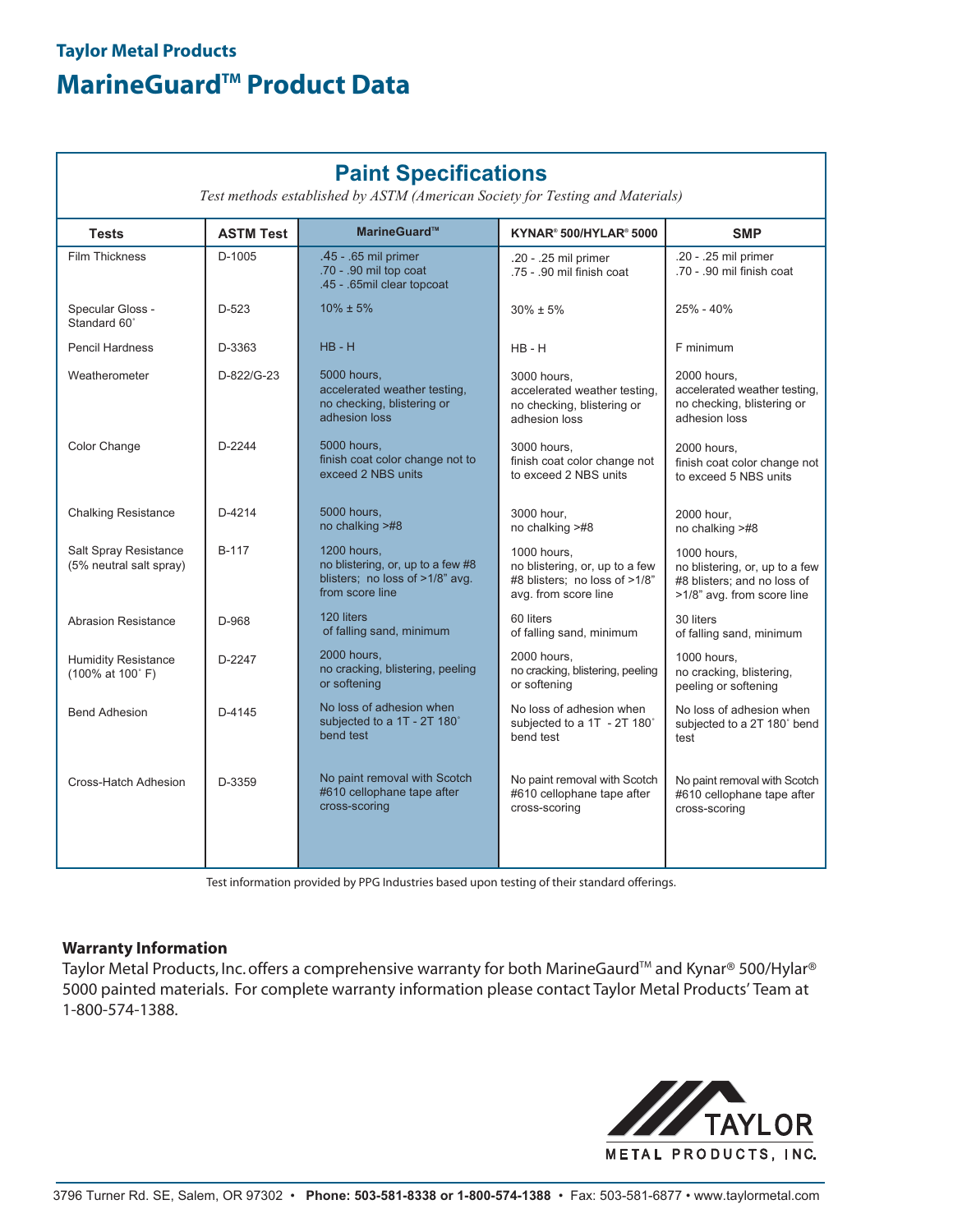## Taylor Metal Products

# MarineGuard™ Product Data

## Paint Specifications

*Test methods established by ASTM (American Society for Testing and Materials)*

| Tests | ASTM Test | MarineGuard™ | KYNAR® 500/HYLAR® 5000 | SMP |
|---|---|---|---|---|
| Film Thickness | D-1005 | .45 - .65 mil primer<br>.70 - .90 mil top coat<br>.45 - .65mil clear topcoat | .20 - .25 mil primer<br>.75 - .90 mil finish coat | .20 - .25 mil primer<br>.70 - .90 mil finish coat |
| Specular Gloss - Standard 60˚ | D-523 | 10% ± 5% | 30% ± 5% | 25% - 40% |
| Pencil Hardness | D-3363 | HB - H | HB - H | F minimum |
| Weatherometer | D-822/G-23 | 5000 hours, accelerated weather testing, no checking, blistering or adhesion loss | 3000 hours, accelerated weather testing, no checking, blistering or adhesion loss | 2000 hours, accelerated weather testing, no checking, blistering or adhesion loss |
| Color Change | D-2244 | 5000 hours, finish coat color change not to exceed 2 NBS units | 3000 hours, finish coat color change not to exceed 2 NBS units | 2000 hours, finish coat color change not to exceed 5 NBS units |
| Chalking Resistance | D-4214 | 5000 hours, no chalking >#8 | 3000 hour, no chalking >#8 | 2000 hour, no chalking >#8 |
| Salt Spray Resistance (5% neutral salt spray) | B-117 | 1200 hours, no blistering, or, up to a few #8 blisters; no loss of >1/8" avg. from score line | 1000 hours, no blistering, or, up to a few #8 blisters; no loss of >1/8" avg. from score line | 1000 hours, no blistering, or, up to a few #8 blisters; and no loss of >1/8" avg. from score line |
| Abrasion Resistance | D-968 | 120 liters of falling sand, minimum | 60 liters of falling sand, minimum | 30 liters of falling sand, minimum |
| Humidity Resistance (100% at 100˚ F) | D-2247 | 2000 hours, no cracking, blistering, peeling or softening | 2000 hours, no cracking, blistering, peeling or softening | 1000 hours, no cracking, blistering, peeling or softening |
| Bend Adhesion | D-4145 | No loss of adhesion when subjected to a 1T - 2T 180˚ bend test | No loss of adhesion when subjected to a 1T - 2T 180˚ bend test | No loss of adhesion when subjected to a 2T 180˚ bend test |
| Cross-Hatch Adhesion | D-3359 | No paint removal with Scotch #610 cellophane tape after cross-scoring | No paint removal with Scotch #610 cellophane tape after cross-scoring | No paint removal with Scotch #610 cellophane tape after cross-scoring |

Test information provided by PPG Industries based upon testing of their standard offerings.

**Warranty Information**

Taylor Metal Products, Inc. offers a comprehensive warranty for both MarineGaurd™ and Kynar® 500/Hylar® 5000 painted materials. For complete warranty information please contact Taylor Metal Products' Team at 1-800-574-1388.

TAYLOR
METAL PRODUCTS, INC.

3796 Turner Rd. SE, Salem, OR 97302 • **Phone: 503-581-8338 or 1-800-574-1388** • Fax: 503-581-6877 • www.taylormetal.com